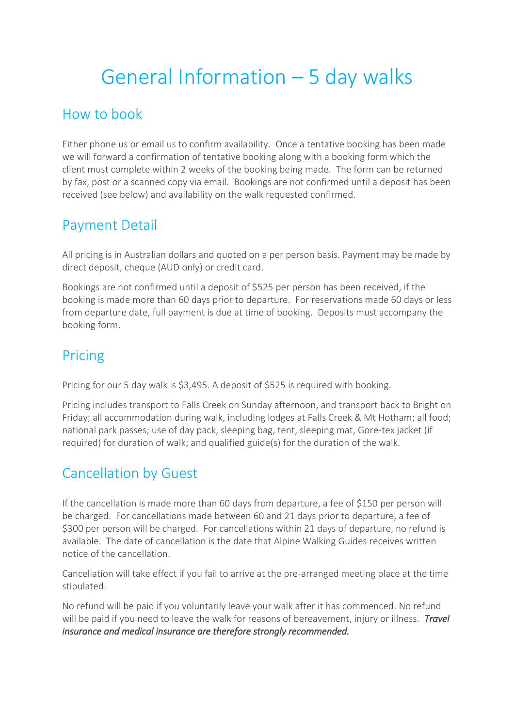# General Information – 5 day walks

## How to book

Either phone us or email us to confirm availability. Once a tentative booking has been made we will forward a confirmation of tentative booking along with a booking form which the client must complete within 2 weeks of the booking being made. The form can be returned by fax, post or a scanned copy via email. Bookings are not confirmed until a deposit has been received (see below) and availability on the walk requested confirmed.

## Payment Detail

All pricing is in Australian dollars and quoted on a per person basis. Payment may be made by direct deposit, cheque (AUD only) or credit card.

Bookings are not confirmed until a deposit of $525 per person has been received, if the booking is made more than 60 days prior to departure. For reservations made 60 days or less from departure date, full payment is due at time of booking. Deposits must accompany the booking form.

## Pricing

Pricing for our 5 day walk is $3,495. A deposit of $525 is required with booking.

Pricing includes transport to Falls Creek on Sunday afternoon, and transport back to Bright on Friday; all accommodation during walk, including lodges at Falls Creek & Mt Hotham; all food; national park passes; use of day pack, sleeping bag, tent, sleeping mat, Gore-tex jacket (if required) for duration of walk; and qualified guide(s) for the duration of the walk.

## Cancellation by Guest

If the cancellation is made more than 60 days from departure, a fee of $150 per person will be charged. For cancellations made between 60 and 21 days prior to departure, a fee of $300 per person will be charged. For cancellations within 21 days of departure, no refund is available. The date of cancellation is the date that Alpine Walking Guides receives written notice of the cancellation.

Cancellation will take effect if you fail to arrive at the pre-arranged meeting place at the time stipulated.

No refund will be paid if you voluntarily leave your walk after it has commenced. No refund will be paid if you need to leave the walk for reasons of bereavement, injury or illness. ***Travel insurance and medical insurance are therefore strongly recommended.***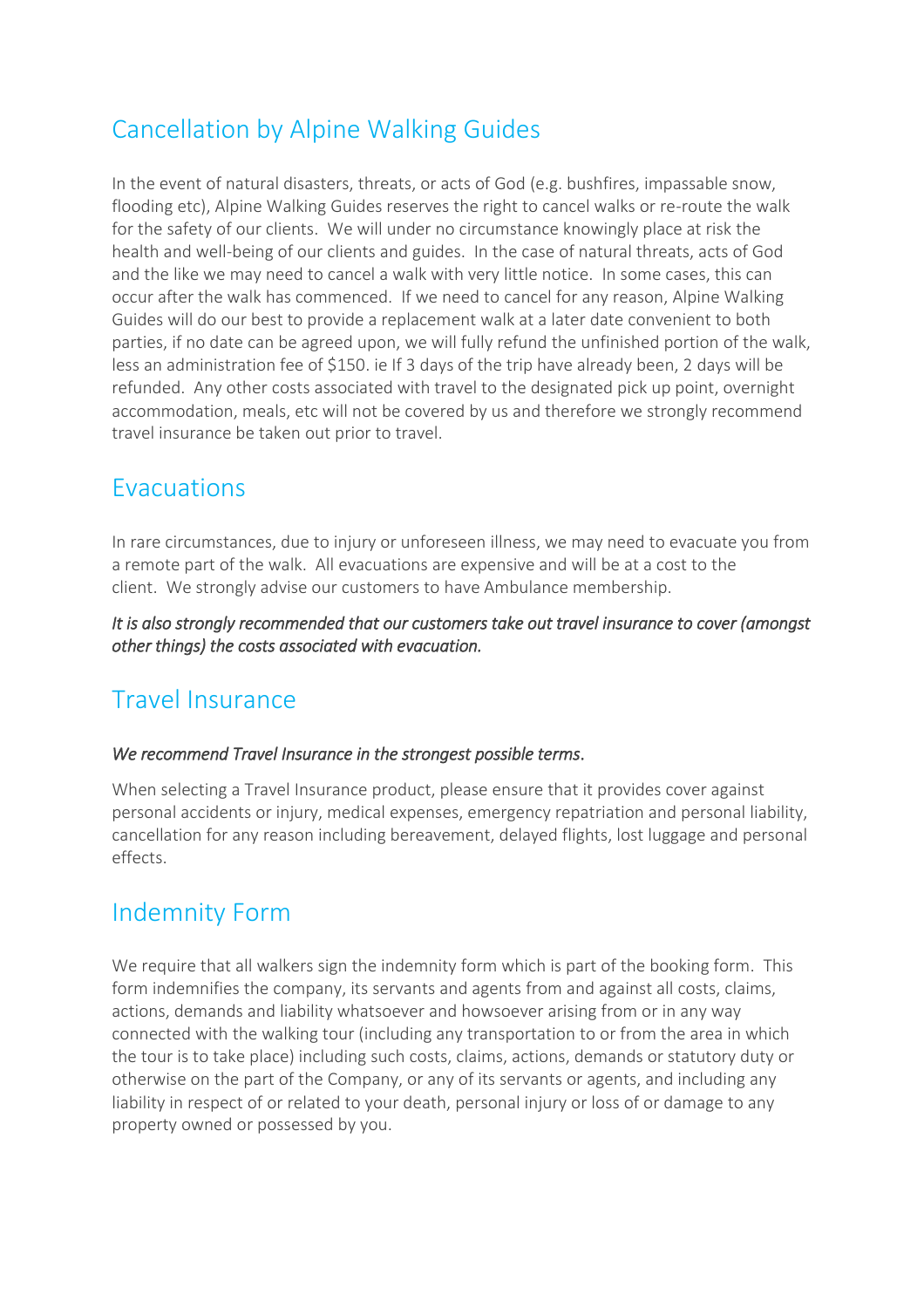## Cancellation by Alpine Walking Guides

In the event of natural disasters, threats, or acts of God (e.g. bushfires, impassable snow, flooding etc), Alpine Walking Guides reserves the right to cancel walks or re-route the walk for the safety of our clients. We will under no circumstance knowingly place at risk the health and well-being of our clients and guides. In the case of natural threats, acts of God and the like we may need to cancel a walk with very little notice. In some cases, this can occur after the walk has commenced. If we need to cancel for any reason, Alpine Walking Guides will do our best to provide a replacement walk at a later date convenient to both parties, if no date can be agreed upon, we will fully refund the unfinished portion of the walk, less an administration fee of $150. ie If 3 days of the trip have already been, 2 days will be refunded. Any other costs associated with travel to the designated pick up point, overnight accommodation, meals, etc will not be covered by us and therefore we strongly recommend travel insurance be taken out prior to travel.

## Evacuations

In rare circumstances, due to injury or unforeseen illness, we may need to evacuate you from a remote part of the walk. All evacuations are expensive and will be at a cost to the client. We strongly advise our customers to have Ambulance membership.

*It is also strongly recommended that our customers take out travel insurance to cover (amongst other things) the costs associated with evacuation.*

## Travel Insurance

*We recommend Travel Insurance in the strongest possible terms.*

When selecting a Travel Insurance product, please ensure that it provides cover against personal accidents or injury, medical expenses, emergency repatriation and personal liability, cancellation for any reason including bereavement, delayed flights, lost luggage and personal effects.

## Indemnity Form

We require that all walkers sign the indemnity form which is part of the booking form. This form indemnifies the company, its servants and agents from and against all costs, claims, actions, demands and liability whatsoever and howsoever arising from or in any way connected with the walking tour (including any transportation to or from the area in which the tour is to take place) including such costs, claims, actions, demands or statutory duty or otherwise on the part of the Company, or any of its servants or agents, and including any liability in respect of or related to your death, personal injury or loss of or damage to any property owned or possessed by you.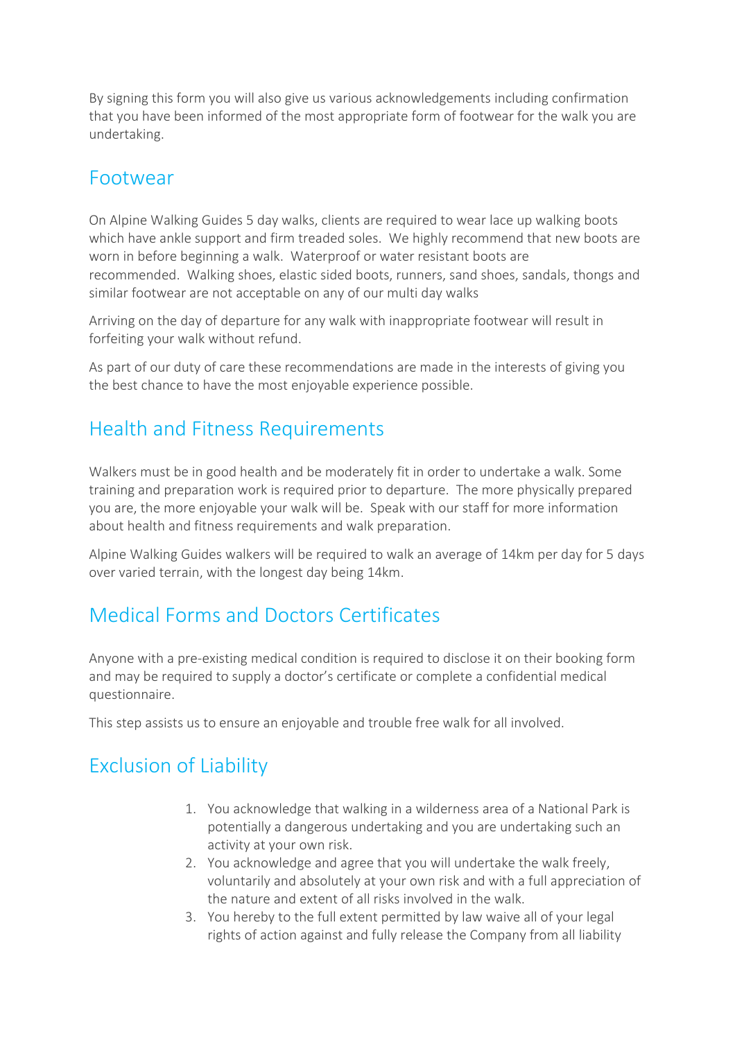By signing this form you will also give us various acknowledgements including confirmation that you have been informed of the most appropriate form of footwear for the walk you are undertaking.

## Footwear

On Alpine Walking Guides 5 day walks, clients are required to wear lace up walking boots which have ankle support and firm treaded soles. We highly recommend that new boots are worn in before beginning a walk. Waterproof or water resistant boots are recommended. Walking shoes, elastic sided boots, runners, sand shoes, sandals, thongs and similar footwear are not acceptable on any of our multi day walks

Arriving on the day of departure for any walk with inappropriate footwear will result in forfeiting your walk without refund.

As part of our duty of care these recommendations are made in the interests of giving you the best chance to have the most enjoyable experience possible.

## Health and Fitness Requirements

Walkers must be in good health and be moderately fit in order to undertake a walk. Some training and preparation work is required prior to departure. The more physically prepared you are, the more enjoyable your walk will be. Speak with our staff for more information about health and fitness requirements and walk preparation.

Alpine Walking Guides walkers will be required to walk an average of 14km per day for 5 days over varied terrain, with the longest day being 14km.

## Medical Forms and Doctors Certificates

Anyone with a pre-existing medical condition is required to disclose it on their booking form and may be required to supply a doctor's certificate or complete a confidential medical questionnaire.

This step assists us to ensure an enjoyable and trouble free walk for all involved.

## Exclusion of Liability

1. You acknowledge that walking in a wilderness area of a National Park is potentially a dangerous undertaking and you are undertaking such an activity at your own risk.
2. You acknowledge and agree that you will undertake the walk freely, voluntarily and absolutely at your own risk and with a full appreciation of the nature and extent of all risks involved in the walk.
3. You hereby to the full extent permitted by law waive all of your legal rights of action against and fully release the Company from all liability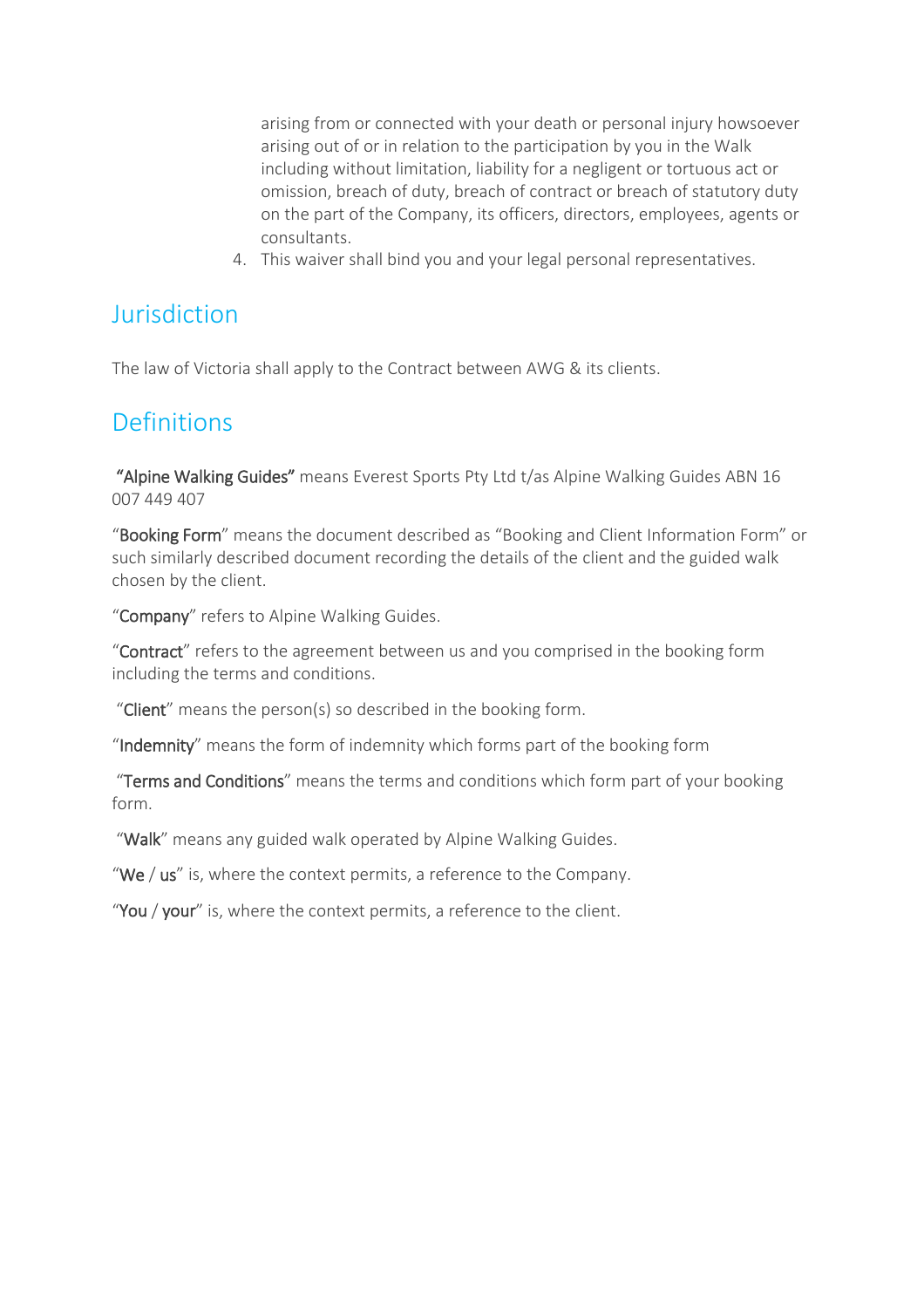arising from or connected with your death or personal injury howsoever arising out of or in relation to the participation by you in the Walk including without limitation, liability for a negligent or tortuous act or omission, breach of duty, breach of contract or breach of statutory duty on the part of the Company, its officers, directors, employees, agents or consultants.

4. This waiver shall bind you and your legal personal representatives.

## Jurisdiction

The law of Victoria shall apply to the Contract between AWG & its clients.

## Definitions

**"Alpine Walking Guides"** means Everest Sports Pty Ltd t/as Alpine Walking Guides ABN 16 007 449 407

"**Booking Form**" means the document described as "Booking and Client Information Form" or such similarly described document recording the details of the client and the guided walk chosen by the client.

"**Company**" refers to Alpine Walking Guides.

"**Contract**" refers to the agreement between us and you comprised in the booking form including the terms and conditions.

"**Client**" means the person(s) so described in the booking form.

"**Indemnity**" means the form of indemnity which forms part of the booking form

"**Terms and Conditions**" means the terms and conditions which form part of your booking form.

"**Walk**" means any guided walk operated by Alpine Walking Guides.

"**We** / **us**" is, where the context permits, a reference to the Company.

"**You** / **your**" is, where the context permits, a reference to the client.